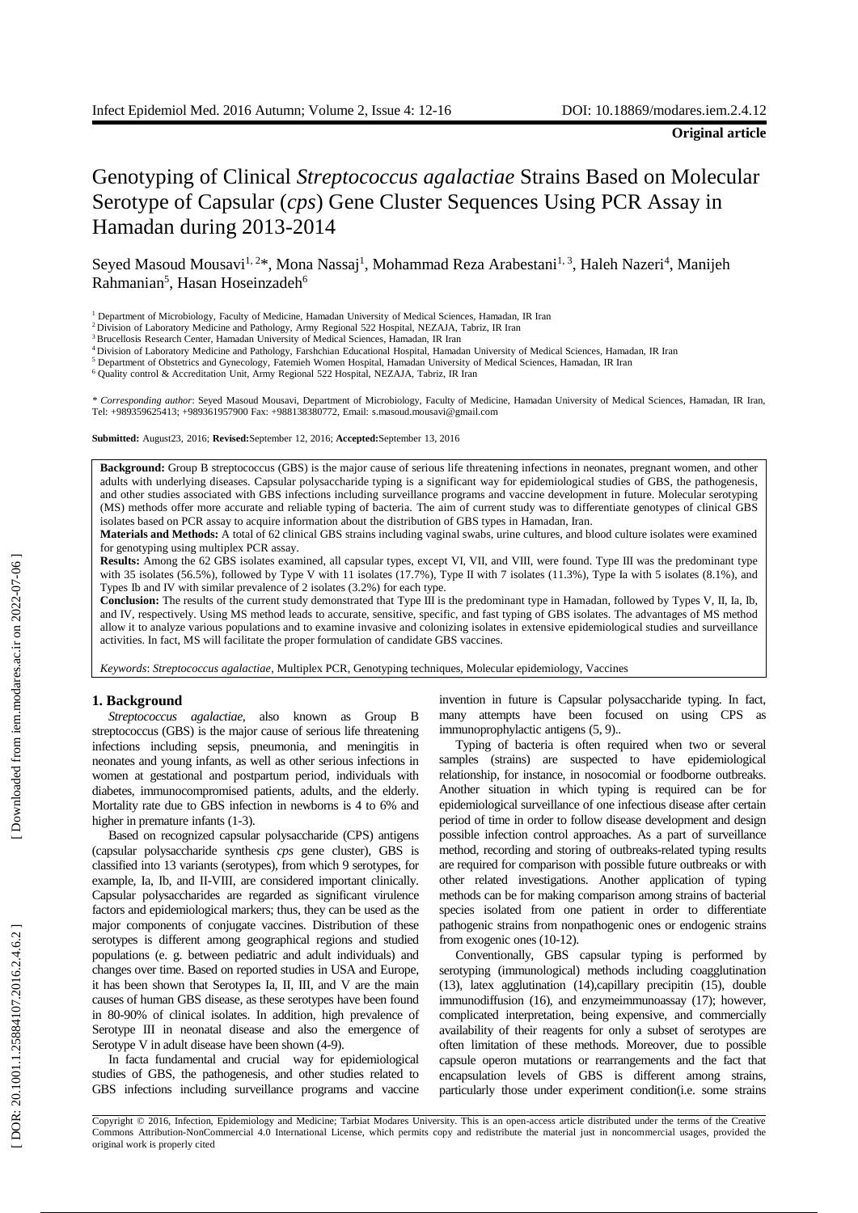**Original article**

# Genotyping of Clinical *Streptococcus agalactiae* Strains Based on Molecular Serotype of Capsular (*cps*) Gene Cluster Sequences Using PCR Assay in Hamadan during 2013-2014

Seyed Masoud Mousavi[1, 2]*, Mona Nassaj[1], Mohammad Reza Arabestani[1, 3], Haleh Nazeri[4], Manijeh Rahmanian[5], Hasan Hoseinzadeh[6]

[1] Department of Microbiology, Faculty of Medicine, Hamadan University of Medical Sciences, Hamadan, IR Iran
[2] Division of Laboratory Medicine and Pathology, Army Regional 522 Hospital, NEZAJA, Tabriz, IR Iran
[3] Brucellosis Research Center, Hamadan University of Medical Sciences, Hamadan, IR Iran
[4] Division of Laboratory Medicine and Pathology, Farshchian Educational Hospital, Hamadan University of Medical Sciences, Hamadan, IR Iran
[5] Department of Obstetrics and Gynecology, Fatemieh Women Hospital, Hamadan University of Medical Sciences, Hamadan, IR Iran
[6] Quality control & Accreditation Unit, Army Regional 522 Hospital, NEZAJA, Tabriz, IR Iran

*\* Corresponding author*: Seyed Masoud Mousavi, Department of Microbiology, Faculty of Medicine, Hamadan University of Medical Sciences, Hamadan, IR Iran, Tel: +989359625413; +989361957900 Fax: +988138380772, Email: s.masoud.mousavi@gmail.com

**Submitted:** August23, 2016; **Revised:**September 12, 2016; **Accepted:**September 13, 2016

**Background:** Group B streptococcus (GBS) is the major cause of serious life threatening infections in neonates, pregnant women, and other adults with underlying diseases. Capsular polysaccharide typing is a significant way for epidemiological studies of GBS, the pathogenesis, and other studies associated with GBS infections including surveillance programs and vaccine development in future. Molecular serotyping (MS) methods offer more accurate and reliable typing of bacteria. The aim of current study was to differentiate genotypes of clinical GBS isolates based on PCR assay to acquire information about the distribution of GBS types in Hamadan, Iran.

**Materials and Methods:** A total of 62 clinical GBS strains including vaginal swabs, urine cultures, and blood culture isolates were examined for genotyping using multiplex PCR assay.

**Results:** Among the 62 GBS isolates examined, all capsular types, except VI, VII, and VIII, were found. Type III was the predominant type with 35 isolates (56.5%), followed by Type V with 11 isolates (17.7%), Type II with 7 isolates (11.3%), Type Ia with 5 isolates (8.1%), and Types Ib and IV with similar prevalence of 2 isolates (3.2%) for each type.

**Conclusion:** The results of the current study demonstrated that Type III is the predominant type in Hamadan, followed by Types V, II, Ia, Ib, and IV, respectively. Using MS method leads to accurate, sensitive, specific, and fast typing of GBS isolates. The advantages of MS method allow it to analyze various populations and to examine invasive and colonizing isolates in extensive epidemiological studies and surveillance activities. In fact, MS will facilitate the proper formulation of candidate GBS vaccines.

*Keywords*: *Streptococcus agalactiae*, Multiplex PCR, Genotyping techniques, Molecular epidemiology, Vaccines

## 1. Background

*Streptococcus agalactiae*, also known as Group B streptococcus (GBS) is the major cause of serious life threatening infections including sepsis, pneumonia, and meningitis in neonates and young infants, as well as other serious infections in women at gestational and postpartum period, individuals with diabetes, immunocompromised patients, adults, and the elderly. Mortality rate due to GBS infection in newborns is 4 to 6% and higher in premature infants (1-3).

Based on recognized capsular polysaccharide (CPS) antigens (capsular polysaccharide synthesis *cps* gene cluster), GBS is classified into 13 variants (serotypes), from which 9 serotypes, for example, Ia, Ib, and II-VIII, are considered important clinically. Capsular polysaccharides are regarded as significant virulence factors and epidemiological markers; thus, they can be used as the major components of conjugate vaccines. Distribution of these serotypes is different among geographical regions and studied populations (e. g. between pediatric and adult individuals) and changes over time. Based on reported studies in USA and Europe, it has been shown that Serotypes Ia, II, III, and V are the main causes of human GBS disease, as these serotypes have been found in 80-90% of clinical isolates. In addition, high prevalence of Serotype III in neonatal disease and also the emergence of Serotype V in adult disease have been shown (4-9).

In facta fundamental and crucial way for epidemiological studies of GBS, the pathogenesis, and other studies related to GBS infections including surveillance programs and vaccine invention in future is Capsular polysaccharide typing. In fact, many attempts have been focused on using CPS as immunoprophylactic antigens (5, 9)..

Typing of bacteria is often required when two or several samples (strains) are suspected to have epidemiological relationship, for instance, in nosocomial or foodborne outbreaks. Another situation in which typing is required can be for epidemiological surveillance of one infectious disease after certain period of time in order to follow disease development and design possible infection control approaches. As a part of surveillance method, recording and storing of outbreaks-related typing results are required for comparison with possible future outbreaks or with other related investigations. Another application of typing methods can be for making comparison among strains of bacterial species isolated from one patient in order to differentiate pathogenic strains from nonpathogenic ones or endogenic strains from exogenic ones (10-12).

Conventionally, GBS capsular typing is performed by serotyping (immunological) methods including coagglutination (13), latex agglutination (14),capillary precipitin (15), double immunodiffusion (16), and enzymeimmunoassay (17); however, complicated interpretation, being expensive, and commercially availability of their reagents for only a subset of serotypes are often limitation of these methods. Moreover, due to possible capsule operon mutations or rearrangements and the fact that encapsulation levels of GBS is different among strains, particularly those under experiment condition(i.e. some strains

Copyright © 2016, Infection, Epidemiology and Medicine; Tarbiat Modares University. This is an open-access article distributed under the terms of the Creative Commons Attribution-NonCommercial 4.0 International License, which permits copy and redistribute the material just in noncommercial usages, provided the original work is properly cited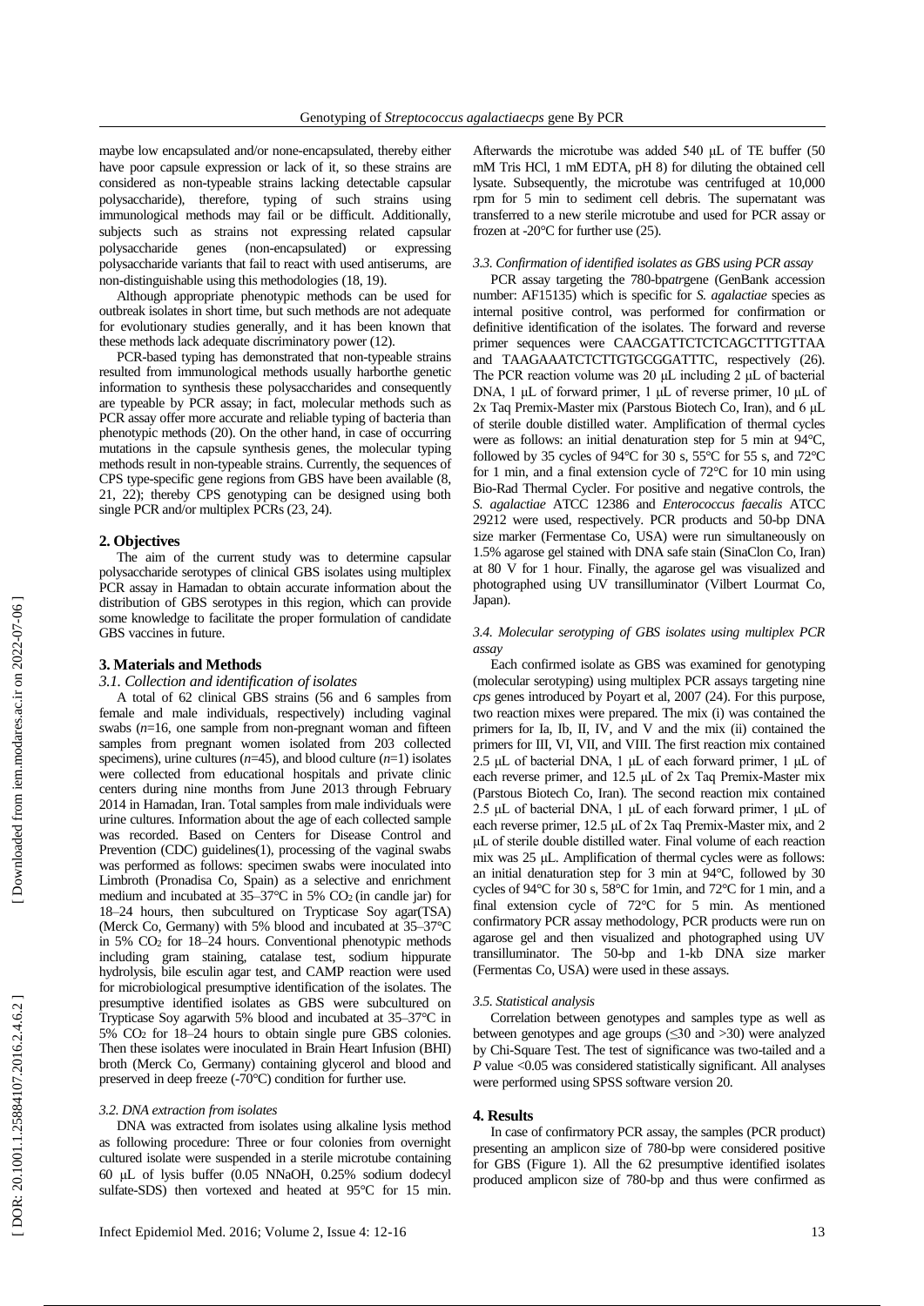maybe low encapsulated and/or none-encapsulated, thereby either have poor capsule expression or lack of it, so these strains are considered as non-typeable strains lacking detectable capsular polysaccharide), therefore, typing of such strains using immunological methods may fail or be difficult. Additionally, subjects such as strains not expressing related capsular polysaccharide genes (non-encapsulated) or expressing polysaccharide variants that fail to react with used antiserums, are non-distinguishable using this methodologies (18, 19).

Although appropriate phenotypic methods can be used for outbreak isolates in short time, but such methods are not adequate for evolutionary studies generally, and it has been known that these methods lack adequate discriminatory power (12).

PCR-based typing has demonstrated that non-typeable strains resulted from immunological methods usually harborthe genetic information to synthesis these polysaccharides and consequently are typeable by PCR assay; in fact, molecular methods such as PCR assay offer more accurate and reliable typing of bacteria than phenotypic methods (20). On the other hand, in case of occurring mutations in the capsule synthesis genes, the molecular typing methods result in non-typeable strains. Currently, the sequences of CPS type-specific gene regions from GBS have been available (8, 21, 22); thereby CPS genotyping can be designed using both single PCR and/or multiplex PCRs (23, 24).

## 2. Objectives

The aim of the current study was to determine capsular polysaccharide serotypes of clinical GBS isolates using multiplex PCR assay in Hamadan to obtain accurate information about the distribution of GBS serotypes in this region, which can provide some knowledge to facilitate the proper formulation of candidate GBS vaccines in future.

## 3. Materials and Methods

### 3.1. Collection and identification of isolates

A total of 62 clinical GBS strains (56 and 6 samples from female and male individuals, respectively) including vaginal swabs ($n$=16, one sample from non-pregnant woman and fifteen samples from pregnant women isolated from 203 collected specimens), urine cultures ($n$=45), and blood culture ($n$=1) isolates were collected from educational hospitals and private clinic centers during nine months from June 2013 through February 2014 in Hamadan, Iran. Total samples from male individuals were urine cultures. Information about the age of each collected sample was recorded. Based on Centers for Disease Control and Prevention (CDC) guidelines(1), processing of the vaginal swabs was performed as follows: specimen swabs were inoculated into Limbroth (Pronadisa Co, Spain) as a selective and enrichment medium and incubated at 35–37°C in 5% $CO_2$ (in candle jar) for 18–24 hours, then subcultured on Trypticase Soy agar(TSA) (Merck Co, Germany) with 5% blood and incubated at 35–37°C in 5% $CO_2$ for 18–24 hours. Conventional phenotypic methods including gram staining, catalase test, sodium hippurate hydrolysis, bile esculin agar test, and CAMP reaction were used for microbiological presumptive identification of the isolates. The presumptive identified isolates as GBS were subcultured on Trypticase Soy agarwith 5% blood and incubated at 35–37°C in 5% $CO_2$ for 18–24 hours to obtain single pure GBS colonies. Then these isolates were inoculated in Brain Heart Infusion (BHI) broth (Merck Co, Germany) containing glycerol and blood and preserved in deep freeze (-70°C) condition for further use.

### 3.2. DNA extraction from isolates

DNA was extracted from isolates using alkaline lysis method as following procedure: Three or four colonies from overnight cultured isolate were suspended in a sterile microtube containing 60 μL of lysis buffer (0.05 NNaOH, 0.25% sodium dodecyl sulfate-SDS) then vortexed and heated at 95°C for 15 min. Afterwards the microtube was added 540 μL of TE buffer (50 mM Tris HCl, 1 mM EDTA, pH 8) for diluting the obtained cell lysate. Subsequently, the microtube was centrifuged at 10,000 rpm for 5 min to sediment cell debris. The supernatant was transferred to a new sterile microtube and used for PCR assay or frozen at -20°C for further use (25).

### 3.3. Confirmation of identified isolates as GBS using PCR assay

PCR assay targeting the 780-bp*atr*gene (GenBank accession number: AF15135) which is specific for *S. agalactiae* species as internal positive control, was performed for confirmation or definitive identification of the isolates. The forward and reverse primer sequences were CAACGATTCTCTCAGCTTTGTTAA and TAAGAAATCTCTTGTGCGGATTTC, respectively (26). The PCR reaction volume was 20 μL including 2 μL of bacterial DNA, 1 μL of forward primer, 1 μL of reverse primer, 10 μL of 2x Taq Premix-Master mix (Parstous Biotech Co, Iran), and 6 μL of sterile double distilled water. Amplification of thermal cycles were as follows: an initial denaturation step for 5 min at 94°C, followed by 35 cycles of 94°C for 30 s, 55°C for 55 s, and 72°C for 1 min, and a final extension cycle of 72°C for 10 min using Bio-Rad Thermal Cycler. For positive and negative controls, the *S. agalactiae* ATCC 12386 and *Enterococcus faecalis* ATCC 29212 were used, respectively. PCR products and 50-bp DNA size marker (Fermentase Co, USA) were run simultaneously on 1.5% agarose gel stained with DNA safe stain (SinaClon Co, Iran) at 80 V for 1 hour. Finally, the agarose gel was visualized and photographed using UV transilluminator (Vilbert Lourmat Co, Japan).

### 3.4. Molecular serotyping of GBS isolates using multiplex PCR assay

Each confirmed isolate as GBS was examined for genotyping (molecular serotyping) using multiplex PCR assays targeting nine *cps* genes introduced by Poyart et al, 2007 (24). For this purpose, two reaction mixes were prepared. The mix (i) was contained the primers for Ia, Ib, II, IV, and V and the mix (ii) contained the primers for III, VI, VII, and VIII. The first reaction mix contained 2.5 μL of bacterial DNA, 1 μL of each forward primer, 1 μL of each reverse primer, and 12.5 μL of 2x Taq Premix-Master mix (Parstous Biotech Co, Iran). The second reaction mix contained 2.5 μL of bacterial DNA, 1 μL of each forward primer, 1 μL of each reverse primer, 12.5 μL of 2x Taq Premix-Master mix, and 2 μL of sterile double distilled water. Final volume of each reaction mix was 25 μL. Amplification of thermal cycles were as follows: an initial denaturation step for 3 min at 94°C, followed by 30 cycles of 94°C for 30 s, 58°C for 1min, and 72°C for 1 min, and a final extension cycle of 72°C for 5 min. As mentioned confirmatory PCR assay methodology, PCR products were run on agarose gel and then visualized and photographed using UV transilluminator. The 50-bp and 1-kb DNA size marker (Fermentas Co, USA) were used in these assays.

### 3.5. Statistical analysis

Correlation between genotypes and samples type as well as between genotypes and age groups (≤30 and >30) were analyzed by Chi-Square Test. The test of significance was two-tailed and a $P$ value <0.05 was considered statistically significant. All analyses were performed using SPSS software version 20.

## 4. Results

In case of confirmatory PCR assay, the samples (PCR product) presenting an amplicon size of 780-bp were considered positive for GBS (Figure 1). All the 62 presumptive identified isolates produced amplicon size of 780-bp and thus were confirmed as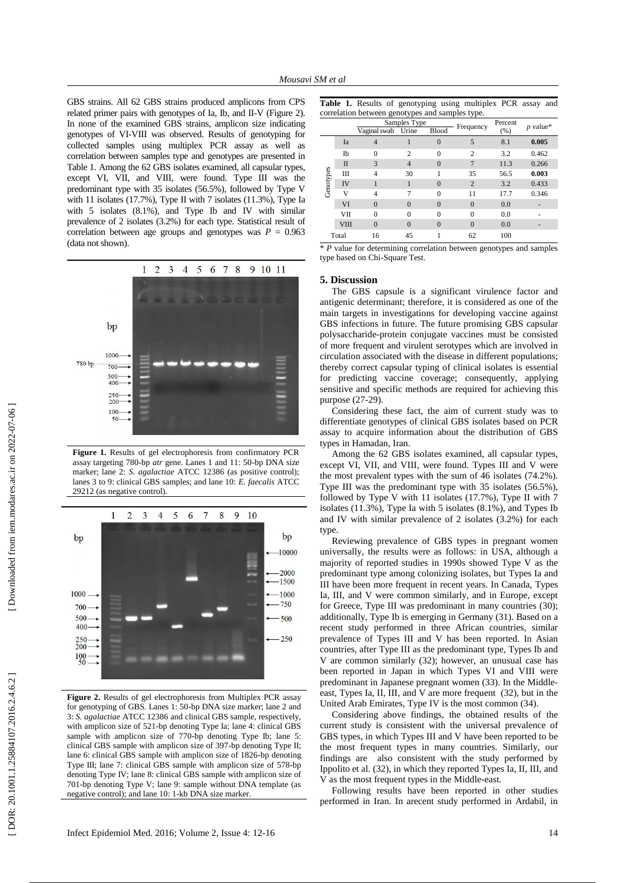GBS strains. All 62 GBS strains produced amplicons from CPS related primer pairs with genotypes of Ia, Ib, and II-V (Figure 2). In none of the examined GBS strains, amplicon size indicating genotypes of VI-VIII was observed. Results of genotyping for collected samples using multiplex PCR assay as well as correlation between samples type and genotypes are presented in Table 1. Among the 62 GBS isolates examined, all capsular types, except VI, VII, and VIII, were found. Type III was the predominant type with 35 isolates (56.5%), followed by Type V with 11 isolates (17.7%), Type II with 7 isolates (11.3%), Type Ia with 5 isolates (8.1%), and Type Ib and IV with similar prevalence of 2 isolates (3.2%) for each type. Statistical result of correlation between age groups and genotypes was $P = 0.963$ (data not shown).

**Figure 1.** Results of gel electrophoresis from confirmatory PCR assay targeting 780-bp *atr* gene. Lanes 1 and 11: 50-bp DNA size marker; lane 2: *S. agalactiae* ATCC 12386 (as positive control); lanes 3 to 9: clinical GBS samples; and lane 10: *E. faecalis* ATCC 29212 (as negative control).

**Figure 2.** Results of gel electrophoresis from Multiplex PCR assay for genotyping of GBS. Lanes 1: 50-bp DNA size marker; lane 2 and 3: *S. agalactiae* ATCC 12386 and clinical GBS sample, respectively, with amplicon size of 521-bp denoting Type Ia; lane 4: clinical GBS sample with amplicon size of 770-bp denoting Type Ib; lane 5: clinical GBS sample with amplicon size of 397-bp denoting Type II; lane 6: clinical GBS sample with amplicon size of 1826-bp denoting Type III; lane 7: clinical GBS sample with amplicon size of 578-bp denoting Type IV; lane 8: clinical GBS sample with amplicon size of 701-bp denoting Type V; lane 9: sample without DNA template (as negative control); and lane 10: 1-kb DNA size marker.

**Table 1.** Results of genotyping using multiplex PCR assay and correlation between genotypes and samples type.

| | | Samples Type | | | Frequency | Percent (%) | *p* value* |
|---|---|---|---|---|---|---|---|
| | | Vaginal swab | Urine | Blood | | | |
| Genotypes | Ia | 4 | 1 | 0 | 5 | 8.1 | **0.005** |
| | Ib | 0 | 2 | 0 | 2 | 3.2 | 0.462 |
| | II | 3 | 4 | 0 | 7 | 11.3 | 0.266 |
| | III | 4 | 30 | 1 | 35 | 56.5 | **0.003** |
| | IV | 1 | 1 | 0 | 2 | 3.2 | 0.433 |
| | V | 4 | 7 | 0 | 11 | 17.7 | 0.346 |
| | VI | 0 | 0 | 0 | 0 | 0.0 | - |
| | VII | 0 | 0 | 0 | 0 | 0.0 | - |
| | VIII | 0 | 0 | 0 | 0 | 0.0 | - |
| Total | | 16 | 45 | 1 | 62 | 100 | |

\* *P* value for determining correlation between genotypes and samples type based on Chi-Square Test.

## 5. Discussion

The GBS capsule is a significant virulence factor and antigenic determinant; therefore, it is considered as one of the main targets in investigations for developing vaccine against GBS infections in future. The future promising GBS capsular polysaccharide-protein conjugate vaccines must be consisted of more frequent and virulent serotypes which are involved in circulation associated with the disease in different populations; thereby correct capsular typing of clinical isolates is essential for predicting vaccine coverage; consequently, applying sensitive and specific methods are required for achieving this purpose (27-29).

Considering these fact, the aim of current study was to differentiate genotypes of clinical GBS isolates based on PCR assay to acquire information about the distribution of GBS types in Hamadan, Iran.

Among the 62 GBS isolates examined, all capsular types, except VI, VII, and VIII, were found. Types III and V were the most prevalent types with the sum of 46 isolates (74.2%). Type III was the predominant type with 35 isolates (56.5%), followed by Type V with 11 isolates (17.7%), Type II with 7 isolates (11.3%), Type Ia with 5 isolates (8.1%), and Types Ib and IV with similar prevalence of 2 isolates (3.2%) for each type.

Reviewing prevalence of GBS types in pregnant women universally, the results were as follows: in USA, although a majority of reported studies in 1990s showed Type V as the predominant type among colonizing isolates, but Types Ia and III have been more frequent in recent years. In Canada, Types Ia, III, and V were common similarly, and in Europe, except for Greece, Type III was predominant in many countries (30); additionally, Type Ib is emerging in Germany (31). Based on a recent study performed in three African countries, similar prevalence of Types III and V has been reported. In Asian countries, after Type III as the predominant type, Types Ib and V are common similarly (32); however, an unusual case has been reported in Japan in which Types VI and VIII were predominant in Japanese pregnant women (33). In the Middle-east, Types Ia, II, III, and V are more frequent (32), but in the United Arab Emirates, Type IV is the most common (34).

Considering above findings, the obtained results of the current study is consistent with the universal prevalence of GBS types, in which Types III and V have been reported to be the most frequent types in many countries. Similarly, our findings are also consistent with the study performed by Ippolito et al. (32), in which they reported Types Ia, II, III, and V as the most frequent types in the Middle-east.

Following results have been reported in other studies performed in Iran. In arecent study performed in Ardabil, in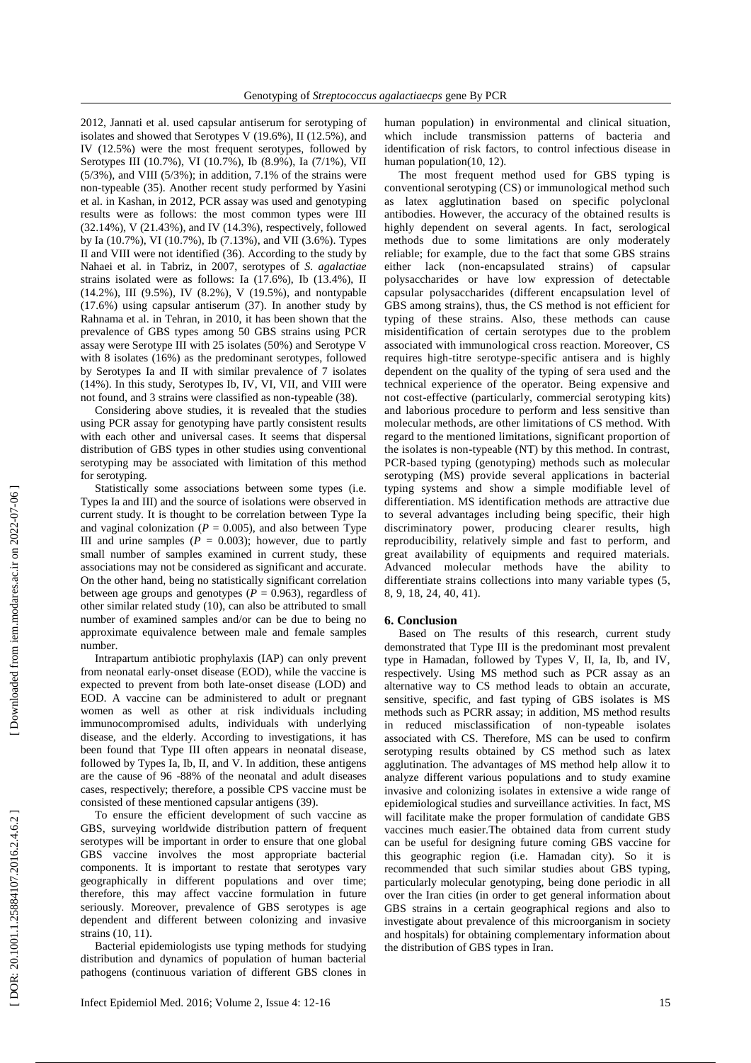2012, Jannati et al. used capsular antiserum for serotyping of isolates and showed that Serotypes V (19.6%), II (12.5%), and IV (12.5%) were the most frequent serotypes, followed by Serotypes III (10.7%), VI (10.7%), Ib (8.9%), Ia (7/1%), VII (5/3%), and VIII (5/3%); in addition, 7.1% of the strains were non-typeable (35). Another recent study performed by Yasini et al. in Kashan, in 2012, PCR assay was used and genotyping results were as follows: the most common types were III (32.14%), V (21.43%), and IV (14.3%), respectively, followed by Ia (10.7%), VI (10.7%), Ib (7.13%), and VII (3.6%). Types II and VIII were not identified (36). According to the study by Nahaei et al. in Tabriz, in 2007, serotypes of *S. agalactiae* strains isolated were as follows: Ia (17.6%), Ib (13.4%), II (14.2%), III (9.5%), IV (8.2%), V (19.5%), and nontypable (17.6%) using capsular antiserum (37). In another study by Rahnama et al. in Tehran, in 2010, it has been shown that the prevalence of GBS types among 50 GBS strains using PCR assay were Serotype III with 25 isolates (50%) and Serotype V with 8 isolates (16%) as the predominant serotypes, followed by Serotypes Ia and II with similar prevalence of 7 isolates (14%). In this study, Serotypes Ib, IV, VI, VII, and VIII were not found, and 3 strains were classified as non-typeable (38).

Considering above studies, it is revealed that the studies using PCR assay for genotyping have partly consistent results with each other and universal cases. It seems that dispersal distribution of GBS types in other studies using conventional serotyping may be associated with limitation of this method for serotyping.

Statistically some associations between some types (i.e. Types Ia and III) and the source of isolations were observed in current study. It is thought to be correlation between Type Ia and vaginal colonization ($P = 0.005$), and also between Type III and urine samples ($P = 0.003$); however, due to partly small number of samples examined in current study, these associations may not be considered as significant and accurate. On the other hand, being no statistically significant correlation between age groups and genotypes ($P = 0.963$), regardless of other similar related study (10), can also be attributed to small number of examined samples and/or can be due to being no approximate equivalence between male and female samples number.

Intrapartum antibiotic prophylaxis (IAP) can only prevent from neonatal early-onset disease (EOD), while the vaccine is expected to prevent from both late-onset disease (LOD) and EOD. A vaccine can be administered to adult or pregnant women as well as other at risk individuals including immunocompromised adults, individuals with underlying disease, and the elderly. According to investigations, it has been found that Type III often appears in neonatal disease, followed by Types Ia, Ib, II, and V. In addition, these antigens are the cause of 96 -88% of the neonatal and adult diseases cases, respectively; therefore, a possible CPS vaccine must be consisted of these mentioned capsular antigens (39).

To ensure the efficient development of such vaccine as GBS, surveying worldwide distribution pattern of frequent serotypes will be important in order to ensure that one global GBS vaccine involves the most appropriate bacterial components. It is important to restate that serotypes vary geographically in different populations and over time; therefore, this may affect vaccine formulation in future seriously. Moreover, prevalence of GBS serotypes is age dependent and different between colonizing and invasive strains (10, 11).

Bacterial epidemiologists use typing methods for studying distribution and dynamics of population of human bacterial pathogens (continuous variation of different GBS clones in human population) in environmental and clinical situation, which include transmission patterns of bacteria and identification of risk factors, to control infectious disease in human population(10, 12).

The most frequent method used for GBS typing is conventional serotyping (CS) or immunological method such as latex agglutination based on specific polyclonal antibodies. However, the accuracy of the obtained results is highly dependent on several agents. In fact, serological methods due to some limitations are only moderately reliable; for example, due to the fact that some GBS strains either lack (non-encapsulated strains) of capsular polysaccharides or have low expression of detectable capsular polysaccharides (different encapsulation level of GBS among strains), thus, the CS method is not efficient for typing of these strains. Also, these methods can cause misidentification of certain serotypes due to the problem associated with immunological cross reaction. Moreover, CS requires high-titre serotype-specific antisera and is highly dependent on the quality of the typing of sera used and the technical experience of the operator. Being expensive and not cost-effective (particularly, commercial serotyping kits) and laborious procedure to perform and less sensitive than molecular methods, are other limitations of CS method. With regard to the mentioned limitations, significant proportion of the isolates is non-typeable (NT) by this method. In contrast, PCR-based typing (genotyping) methods such as molecular serotyping (MS) provide several applications in bacterial typing systems and show a simple modifiable level of differentiation. MS identification methods are attractive due to several advantages including being specific, their high discriminatory power, producing clearer results, high reproducibility, relatively simple and fast to perform, and great availability of equipments and required materials. Advanced molecular methods have the ability to differentiate strains collections into many variable types (5, 8, 9, 18, 24, 40, 41).

## 6. Conclusion

Based on The results of this research, current study demonstrated that Type III is the predominant most prevalent type in Hamadan, followed by Types V, II, Ia, Ib, and IV, respectively. Using MS method such as PCR assay as an alternative way to CS method leads to obtain an accurate, sensitive, specific, and fast typing of GBS isolates is MS methods such as PCRR assay; in addition, MS method results in reduced misclassification of non-typeable isolates associated with CS. Therefore, MS can be used to confirm serotyping results obtained by CS method such as latex agglutination. The advantages of MS method help allow it to analyze different various populations and to study examine invasive and colonizing isolates in extensive a wide range of epidemiological studies and surveillance activities. In fact, MS will facilitate make the proper formulation of candidate GBS vaccines much easier.The obtained data from current study can be useful for designing future coming GBS vaccine for this geographic region (i.e. Hamadan city). So it is recommended that such similar studies about GBS typing, particularly molecular genotyping, being done periodic in all over the Iran cities (in order to get general information about GBS strains in a certain geographical regions and also to investigate about prevalence of this microorganism in society and hospitals) for obtaining complementary information about the distribution of GBS types in Iran.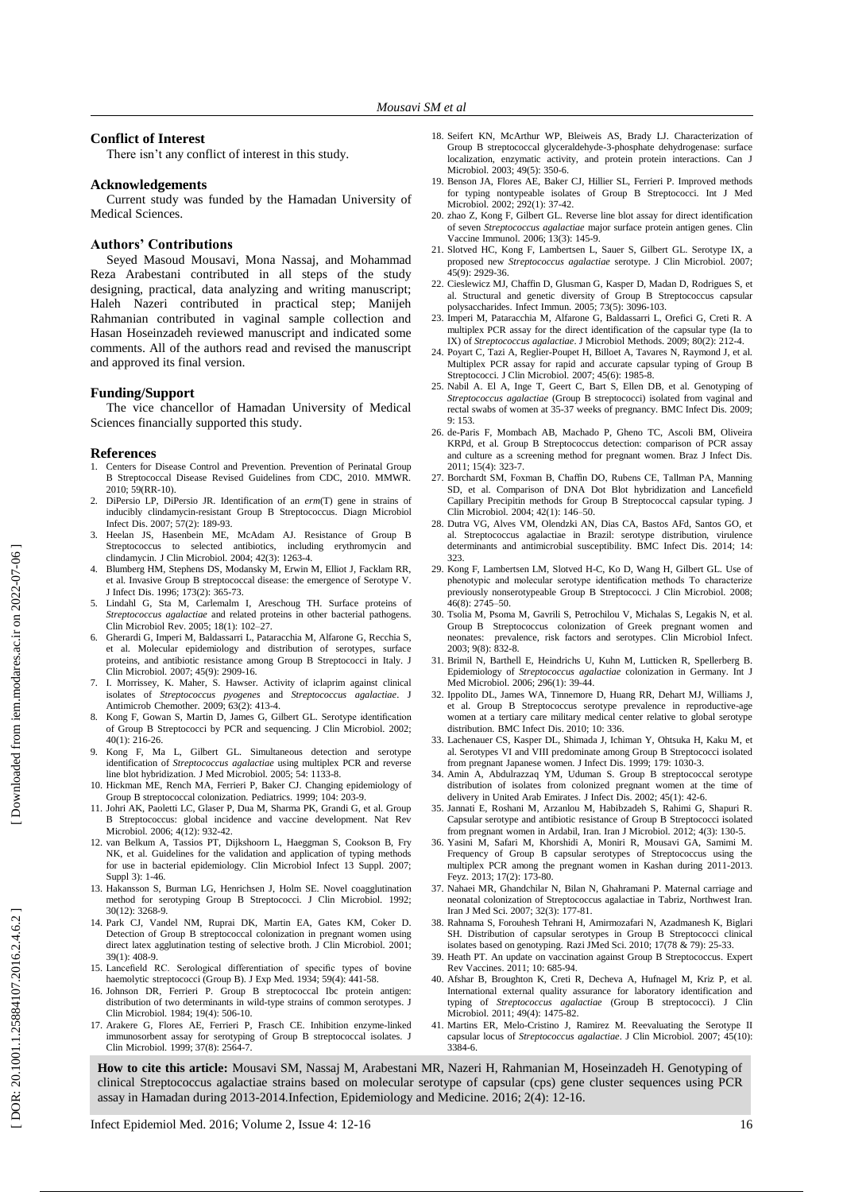## Conflict of Interest

There isn't any conflict of interest in this study.

## Acknowledgements

Current study was funded by the Hamadan University of Medical Sciences.

## Authors' Contributions

Seyed Masoud Mousavi, Mona Nassaj, and Mohammad Reza Arabestani contributed in all steps of the study designing, practical, data analyzing and writing manuscript; Haleh Nazeri contributed in practical step; Manijeh Rahmanian contributed in vaginal sample collection and Hasan Hoseinzadeh reviewed manuscript and indicated some comments. All of the authors read and revised the manuscript and approved its final version.

## Funding/Support

The vice chancellor of Hamadan University of Medical Sciences financially supported this study.

## References

1. Centers for Disease Control and Prevention. Prevention of Perinatal Group B Streptococcal Disease Revised Guidelines from CDC, 2010. MMWR. 2010; 59(RR-10).
2. DiPersio LP, DiPersio JR. Identification of an *erm*(T) gene in strains of inducibly clindamycin-resistant Group B Streptococcus. Diagn Microbiol Infect Dis. 2007; 57(2): 189-93.
3. Heelan JS, Hasenbein ME, McAdam AJ. Resistance of Group B Streptococcus to selected antibiotics, including erythromycin and clindamycin. J Clin Microbiol. 2004; 42(3): 1263-4.
4. Blumberg HM, Stephens DS, Modansky M, Erwin M, Elliot J, Facklam RR, et al. Invasive Group B streptococcal disease: the emergence of Serotype V. J Infect Dis. 1996; 173(2): 365-73.
5. Lindahl G, Sta M, Carlemalm I, Areschoug TH. Surface proteins of *Streptococcus agalactiae* and related proteins in other bacterial pathogens. Clin Microbiol Rev. 2005; 18(1): 102–27.
6. Gherardi G, Imperi M, Baldassarri L, Pataracchia M, Alfarone G, Recchia S, et al. Molecular epidemiology and distribution of serotypes, surface proteins, and antibiotic resistance among Group B Streptococci in Italy. J Clin Microbiol. 2007; 45(9): 2909-16.
7. I. Morrissey, K. Maher, S. Hawser. Activity of iclaprim against clinical isolates of *Streptococcus pyogenes* and *Streptococcus agalactiae*. J Antimicrob Chemother. 2009; 63(2): 413-4.
8. Kong F, Gowan S, Martin D, James G, Gilbert GL. Serotype identification of Group B Streptococci by PCR and sequencing. J Clin Microbiol. 2002; 40(1): 216-26.
9. Kong F, Ma L, Gilbert GL. Simultaneous detection and serotype identification of *Streptococcus agalactiae* using multiplex PCR and reverse line blot hybridization. J Med Microbiol. 2005; 54: 1133-8.
10. Hickman ME, Rench MA, Ferrieri P, Baker CJ. Changing epidemiology of Group B streptococcal colonization. Pediatrics. 1999; 104: 203-9.
11. Johri AK, Paoletti LC, Glaser P, Dua M, Sharma PK, Grandi G, et al. Group B Streptococcus: global incidence and vaccine development. Nat Rev Microbiol. 2006; 4(12): 932-42.
12. van Belkum A, Tassios PT, Dijkshoorn L, Haeggman S, Cookson B, Fry NK, et al. Guidelines for the validation and application of typing methods for use in bacterial epidemiology. Clin Microbiol Infect 13 Suppl. 2007; Suppl 3): 1-46.
13. Hakansson S, Burman LG, Henrichsen J, Holm SE. Novel coagglutination method for serotyping Group B Streptococci. J Clin Microbiol. 1992; 30(12): 3268-9.
14. Park CJ, Vandel NM, Ruprai DK, Martin EA, Gates KM, Coker D. Detection of Group B streptococcal colonization in pregnant women using direct latex agglutination testing of selective broth. J Clin Microbiol. 2001; 39(1): 408-9.
15. Lancefield RC. Serological differentiation of specific types of bovine haemolytic streptococci (Group B). J Exp Med. 1934; 59(4): 441-58.
16. Johnson DR, Ferrieri P. Group B streptococcal Ibc protein antigen: distribution of two determinants in wild-type strains of common serotypes. J Clin Microbiol. 1984; 19(4): 506-10.
17. Arakere G, Flores AE, Ferrieri P, Frasch CE. Inhibition enzyme-linked immunosorbent assay for serotyping of Group B streptococcal isolates. J Clin Microbiol. 1999; 37(8): 2564-7.
18. Seifert KN, McArthur WP, Bleiweis AS, Brady LJ. Characterization of Group B streptococcal glyceraldehyde-3-phosphate dehydrogenase: surface localization, enzymatic activity, and protein protein interactions. Can J Microbiol. 2003; 49(5): 350-6.
19. Benson JA, Flores AE, Baker CJ, Hillier SL, Ferrieri P. Improved methods for typing nontypeable isolates of Group B Streptococci. Int J Med Microbiol. 2002; 292(1): 37-42.
20. zhao Z, Kong F, Gilbert GL. Reverse line blot assay for direct identification of seven *Streptococcus agalactiae* major surface protein antigen genes. Clin Vaccine Immunol. 2006; 13(3): 145-9.
21. Slotved HC, Kong F, Lambertsen L, Sauer S, Gilbert GL. Serotype IX, a proposed new *Streptococcus agalactiae* serotype. J Clin Microbiol. 2007; 45(9): 2929-36.
22. Cieslewicz MJ, Chaffin D, Glusman G, Kasper D, Madan D, Rodrigues S, et al. Structural and genetic diversity of Group B Streptococcus capsular polysaccharides. Infect Immun. 2005; 73(5): 3096-103.
23. Imperi M, Pataracchia M, Alfarone G, Baldassarri L, Orefici G, Creti R. A multiplex PCR assay for the direct identification of the capsular type (Ia to IX) of *Streptococcus agalactiae*. J Microbiol Methods. 2009; 80(2): 212-4.
24. Poyart C, Tazi A, Reglier-Poupet H, Billoet A, Tavares N, Raymond J, et al. Multiplex PCR assay for rapid and accurate capsular typing of Group B Streptococci. J Clin Microbiol. 2007; 45(6): 1985-8.
25. Nabil A. El A, Inge T, Geert C, Bart S, Ellen DB, et al. Genotyping of *Streptococcus agalactiae* (Group B streptococci) isolated from vaginal and rectal swabs of women at 35-37 weeks of pregnancy. BMC Infect Dis. 2009; 9: 153.
26. de-Paris F, Mombach AB, Machado P, Gheno TC, Ascoli BM, Oliveira KRPd, et al. Group B Streptococcus detection: comparison of PCR assay and culture as a screening method for pregnant women. Braz J Infect Dis. 2011; 15(4): 323-7.
27. Borchardt SM, Foxman B, Chaffin DO, Rubens CE, Tallman PA, Manning SD, et al. Comparison of DNA Dot Blot hybridization and Lancefield Capillary Precipitin methods for Group B Streptococcal capsular typing. J Clin Microbiol. 2004; 42(1): 146–50.
28. Dutra VG, Alves VM, Olendzki AN, Dias CA, Bastos AFd, Santos GO, et al. Streptococcus agalactiae in Brazil: serotype distribution, virulence determinants and antimicrobial susceptibility. BMC Infect Dis. 2014; 14: 323.
29. Kong F, Lambertsen LM, Slotved H-C, Ko D, Wang H, Gilbert GL. Use of phenotypic and molecular serotype identification methods To characterize previously nonserotypeable Group B Streptococci. J Clin Microbiol. 2008; 46(8): 2745–50.
30. Tsolia M, Psoma M, Gavrili S, Petrochilou V, Michalas S, Legakis N, et al. Group B Streptococcus colonization of Greek pregnant women and neonates: prevalence, risk factors and serotypes. Clin Microbiol Infect. 2003; 9(8): 832-8.
31. Brimil N, Barthell E, Heindrichs U, Kuhn M, Lutticken R, Spellerberg B. Epidemiology of *Streptococcus agalactiae* colonization in Germany. Int J Med Microbiol. 2006; 296(1): 39-44.
32. Ippolito DL, James WA, Tinnemore D, Huang RR, Dehart MJ, Williams J, et al. Group B Streptococcus serotype prevalence in reproductive-age women at a tertiary care military medical center relative to global serotype distribution. BMC Infect Dis. 2010; 10: 336.
33. Lachenauer CS, Kasper DL, Shimada J, Ichiman Y, Ohtsuka H, Kaku M, et al. Serotypes VI and VIII predominate among Group B Streptococci isolated from pregnant Japanese women. J Infect Dis. 1999; 179: 1030-3.
34. Amin A, Abdulrazzaq YM, Uduman S. Group B streptococcal serotype distribution of isolates from colonized pregnant women at the time of delivery in United Arab Emirates. J Infect Dis. 2002; 45(1): 42-6.
35. Jannati E, Roshani M, Arzanlou M, Habibzadeh S, Rahimi G, Shapuri R. Capsular serotype and antibiotic resistance of Group B Streptococci isolated from pregnant women in Ardabil, Iran. Iran J Microbiol. 2012; 4(3): 130-5.
36. Yasini M, Safari M, Khorshidi A, Moniri R, Mousavi GA, Samimi M. Frequency of Group B capsular serotypes of Streptococcus using the multiplex PCR among the pregnant women in Kashan during 2011-2013. Feyz. 2013; 17(2): 173-80.
37. Nahaei MR, Ghandchilar N, Bilan N, Ghahramani P. Maternal carriage and neonatal colonization of Streptococcus agalactiae in Tabriz, Northwest Iran. Iran J Med Sci. 2007; 32(3): 177-81.
38. Rahnama S, Forouhesh Tehrani H, Amirmozafari N, Azadmanesh K, Biglari SH. Distribution of capsular serotypes in Group B Streptococci clinical isolates based on genotyping. Razi JMed Sci. 2010; 17(78 & 79): 25-33.
39. Heath PT. An update on vaccination against Group B Streptococcus. Expert Rev Vaccines. 2011; 10: 685-94.
40. Afshar B, Broughton K, Creti R, Decheva A, Hufnagel M, Kriz P, et al. International external quality assurance for laboratory identification and typing of *Streptococcus agalactiae* (Group B streptococci). J Clin Microbiol. 2011; 49(4): 1475-82.
41. Martins ER, Melo-Cristino J, Ramirez M. Reevaluating the Serotype II capsular locus of *Streptococcus agalactiae*. J Clin Microbiol. 2007; 45(10): 3384-6.

**How to cite this article:** Mousavi SM, Nassaj M, Arabestani MR, Nazeri H, Rahmanian M, Hoseinzadeh H. Genotyping of clinical Streptococcus agalactiae strains based on molecular serotype of capsular (cps) gene cluster sequences using PCR assay in Hamadan during 2013-2014.Infection, Epidemiology and Medicine. 2016; 2(4): 12-16.